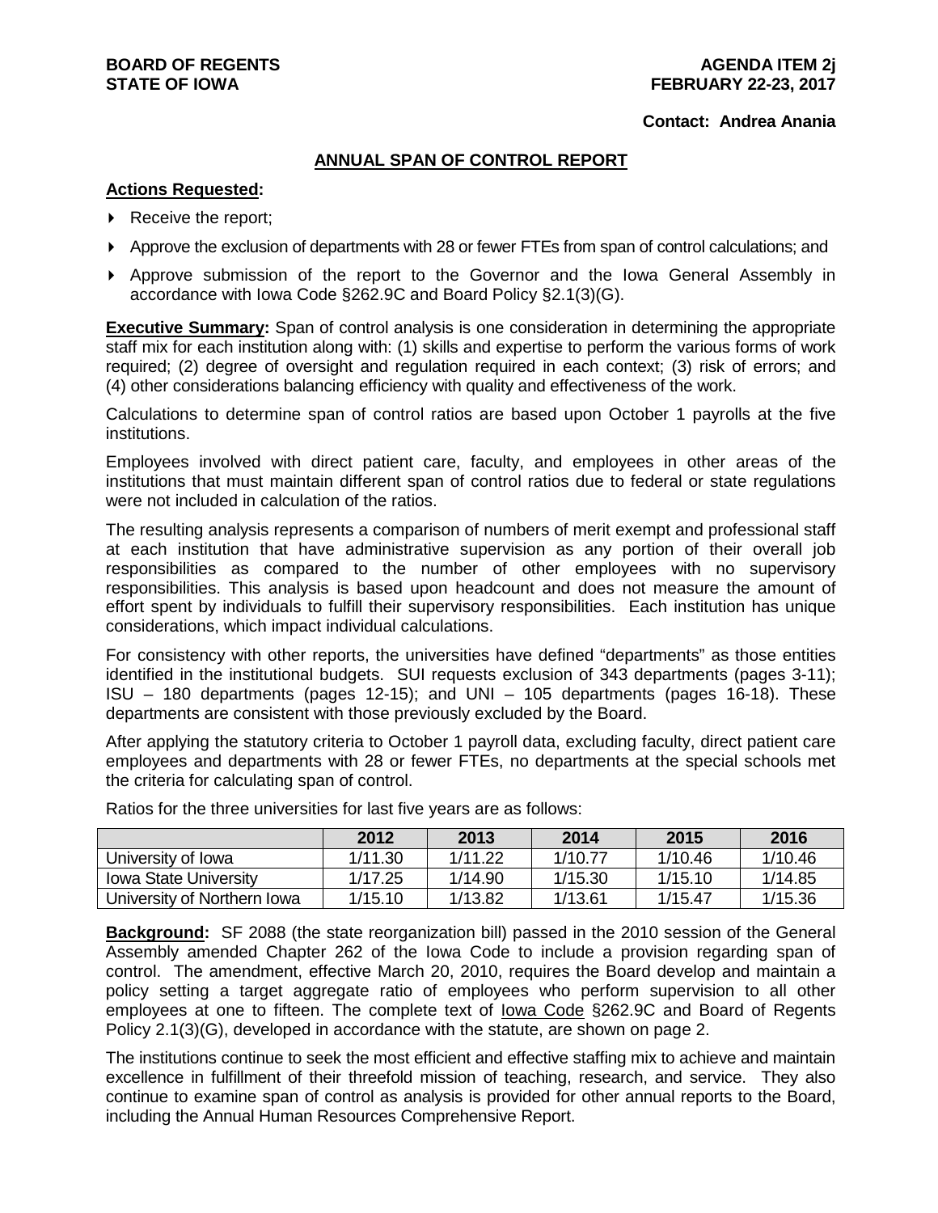**BOARD OF REGENTS**
**STATE OF IOWA**

**AGENDA ITEM 2j**
**FEBRUARY 22-23, 2017**

**Contact: Andrea Anania**

## ANNUAL SPAN OF CONTROL REPORT

**Actions Requested:**

- Receive the report;
- Approve the exclusion of departments with 28 or fewer FTEs from span of control calculations; and
- Approve submission of the report to the Governor and the Iowa General Assembly in accordance with Iowa Code §262.9C and Board Policy §2.1(3)(G).

**Executive Summary:** Span of control analysis is one consideration in determining the appropriate staff mix for each institution along with: (1) skills and expertise to perform the various forms of work required; (2) degree of oversight and regulation required in each context; (3) risk of errors; and (4) other considerations balancing efficiency with quality and effectiveness of the work.

Calculations to determine span of control ratios are based upon October 1 payrolls at the five institutions.

Employees involved with direct patient care, faculty, and employees in other areas of the institutions that must maintain different span of control ratios due to federal or state regulations were not included in calculation of the ratios.

The resulting analysis represents a comparison of numbers of merit exempt and professional staff at each institution that have administrative supervision as any portion of their overall job responsibilities as compared to the number of other employees with no supervisory responsibilities. This analysis is based upon headcount and does not measure the amount of effort spent by individuals to fulfill their supervisory responsibilities. Each institution has unique considerations, which impact individual calculations.

For consistency with other reports, the universities have defined "departments" as those entities identified in the institutional budgets. SUI requests exclusion of 343 departments (pages 3-11); ISU – 180 departments (pages 12-15); and UNI – 105 departments (pages 16-18). These departments are consistent with those previously excluded by the Board.

After applying the statutory criteria to October 1 payroll data, excluding faculty, direct patient care employees and departments with 28 or fewer FTEs, no departments at the special schools met the criteria for calculating span of control.

Ratios for the three universities for last five years are as follows:

| | 2012 | 2013 | 2014 | 2015 | 2016 |
|---|---|---|---|---|---|
| University of Iowa | 1/11.30 | 1/11.22 | 1/10.77 | 1/10.46 | 1/10.46 |
| Iowa State University | 1/17.25 | 1/14.90 | 1/15.30 | 1/15.10 | 1/14.85 |
| University of Northern Iowa | 1/15.10 | 1/13.82 | 1/13.61 | 1/15.47 | 1/15.36 |

**Background:** SF 2088 (the state reorganization bill) passed in the 2010 session of the General Assembly amended Chapter 262 of the Iowa Code to include a provision regarding span of control. The amendment, effective March 20, 2010, requires the Board develop and maintain a policy setting a target aggregate ratio of employees who perform supervision to all other employees at one to fifteen. The complete text of Iowa Code §262.9C and Board of Regents Policy 2.1(3)(G), developed in accordance with the statute, are shown on page 2.

The institutions continue to seek the most efficient and effective staffing mix to achieve and maintain excellence in fulfillment of their threefold mission of teaching, research, and service. They also continue to examine span of control as analysis is provided for other annual reports to the Board, including the Annual Human Resources Comprehensive Report.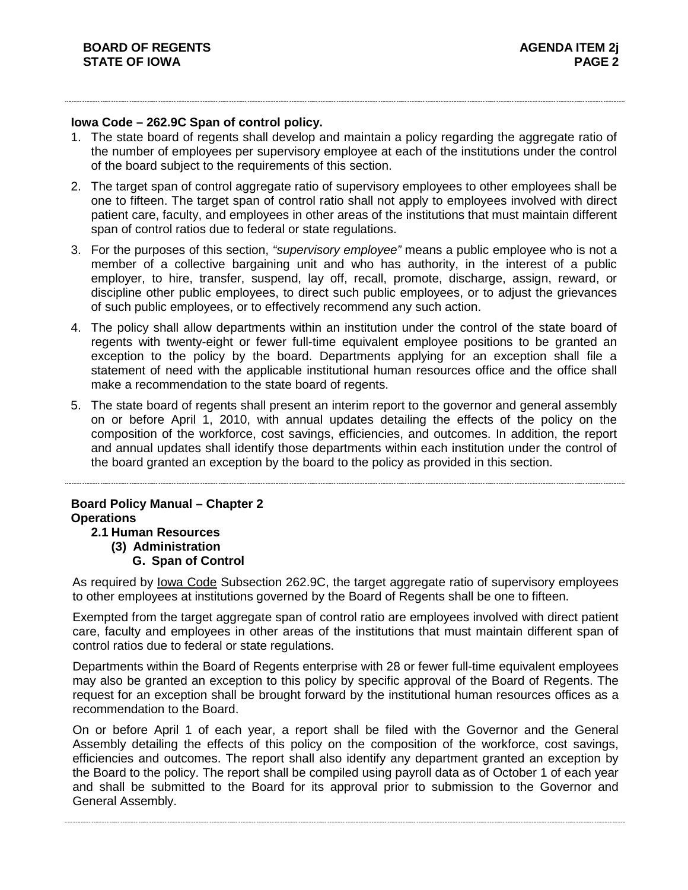**Iowa Code – 262.9C Span of control policy.**

1. The state board of regents shall develop and maintain a policy regarding the aggregate ratio of the number of employees per supervisory employee at each of the institutions under the control of the board subject to the requirements of this section.
2. The target span of control aggregate ratio of supervisory employees to other employees shall be one to fifteen. The target span of control ratio shall not apply to employees involved with direct patient care, faculty, and employees in other areas of the institutions that must maintain different span of control ratios due to federal or state regulations.
3. For the purposes of this section, *"supervisory employee"* means a public employee who is not a member of a collective bargaining unit and who has authority, in the interest of a public employer, to hire, transfer, suspend, lay off, recall, promote, discharge, assign, reward, or discipline other public employees, to direct such public employees, or to adjust the grievances of such public employees, or to effectively recommend any such action.
4. The policy shall allow departments within an institution under the control of the state board of regents with twenty-eight or fewer full-time equivalent employee positions to be granted an exception to the policy by the board. Departments applying for an exception shall file a statement of need with the applicable institutional human resources office and the office shall make a recommendation to the state board of regents.
5. The state board of regents shall present an interim report to the governor and general assembly on or before April 1, 2010, with annual updates detailing the effects of the policy on the composition of the workforce, cost savings, efficiencies, and outcomes. In addition, the report and annual updates shall identify those departments within each institution under the control of the board granted an exception by the board to the policy as provided in this section.

**Board Policy Manual – Chapter 2**
**Operations**
**2.1 Human Resources**
**(3) Administration**
**G. Span of Control**

As required by Iowa Code Subsection 262.9C, the target aggregate ratio of supervisory employees to other employees at institutions governed by the Board of Regents shall be one to fifteen.

Exempted from the target aggregate span of control ratio are employees involved with direct patient care, faculty and employees in other areas of the institutions that must maintain different span of control ratios due to federal or state regulations.

Departments within the Board of Regents enterprise with 28 or fewer full-time equivalent employees may also be granted an exception to this policy by specific approval of the Board of Regents. The request for an exception shall be brought forward by the institutional human resources offices as a recommendation to the Board.

On or before April 1 of each year, a report shall be filed with the Governor and the General Assembly detailing the effects of this policy on the composition of the workforce, cost savings, efficiencies and outcomes. The report shall also identify any department granted an exception by the Board to the policy. The report shall be compiled using payroll data as of October 1 of each year and shall be submitted to the Board for its approval prior to submission to the Governor and General Assembly.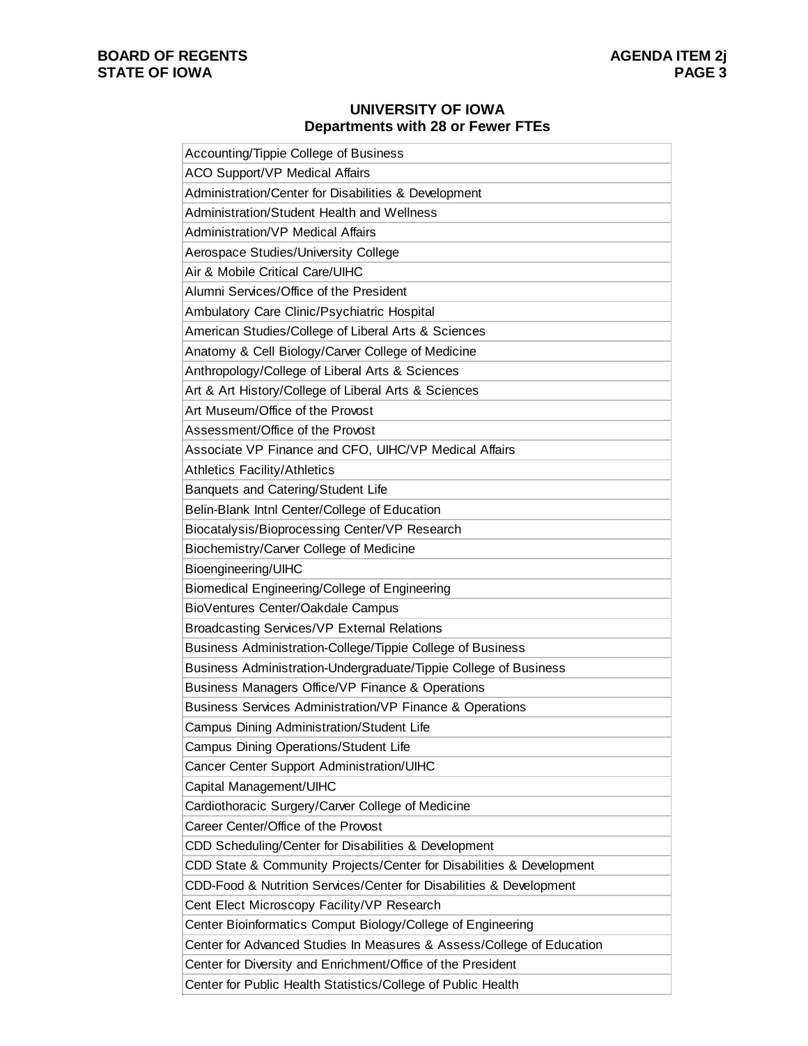## UNIVERSITY OF IOWA
## Departments with 28 or Fewer FTEs

| |
|---|
| Accounting/Tippie College of Business |
| ACO Support/VP Medical Affairs |
| Administration/Center for Disabilities & Development |
| Administration/Student Health and Wellness |
| Administration/VP Medical Affairs |
| Aerospace Studies/University College |
| Air & Mobile Critical Care/UIHC |
| Alumni Services/Office of the President |
| Ambulatory Care Clinic/Psychiatric Hospital |
| American Studies/College of Liberal Arts & Sciences |
| Anatomy & Cell Biology/Carver College of Medicine |
| Anthropology/College of Liberal Arts & Sciences |
| Art & Art History/College of Liberal Arts & Sciences |
| Art Museum/Office of the Provost |
| Assessment/Office of the Provost |
| Associate VP Finance and CFO, UIHC/VP Medical Affairs |
| Athletics Facility/Athletics |
| Banquets and Catering/Student Life |
| Belin-Blank Intnl Center/College of Education |
| Biocatalysis/Bioprocessing Center/VP Research |
| Biochemistry/Carver College of Medicine |
| Bioengineering/UIHC |
| Biomedical Engineering/College of Engineering |
| BioVentures Center/Oakdale Campus |
| Broadcasting Services/VP External Relations |
| Business Administration-College/Tippie College of Business |
| Business Administration-Undergraduate/Tippie College of Business |
| Business Managers Office/VP Finance & Operations |
| Business Services Administration/VP Finance & Operations |
| Campus Dining Administration/Student Life |
| Campus Dining Operations/Student Life |
| Cancer Center Support Administration/UIHC |
| Capital Management/UIHC |
| Cardiothoracic Surgery/Carver College of Medicine |
| Career Center/Office of the Provost |
| CDD Scheduling/Center for Disabilities & Development |
| CDD State & Community Projects/Center for Disabilities & Development |
| CDD-Food & Nutrition Services/Center for Disabilities & Development |
| Cent Elect Microscopy Facility/VP Research |
| Center Bioinformatics Comput Biology/College of Engineering |
| Center for Advanced Studies In Measures & Assess/College of Education |
| Center for Diversity and Enrichment/Office of the President |
| Center for Public Health Statistics/College of Public Health |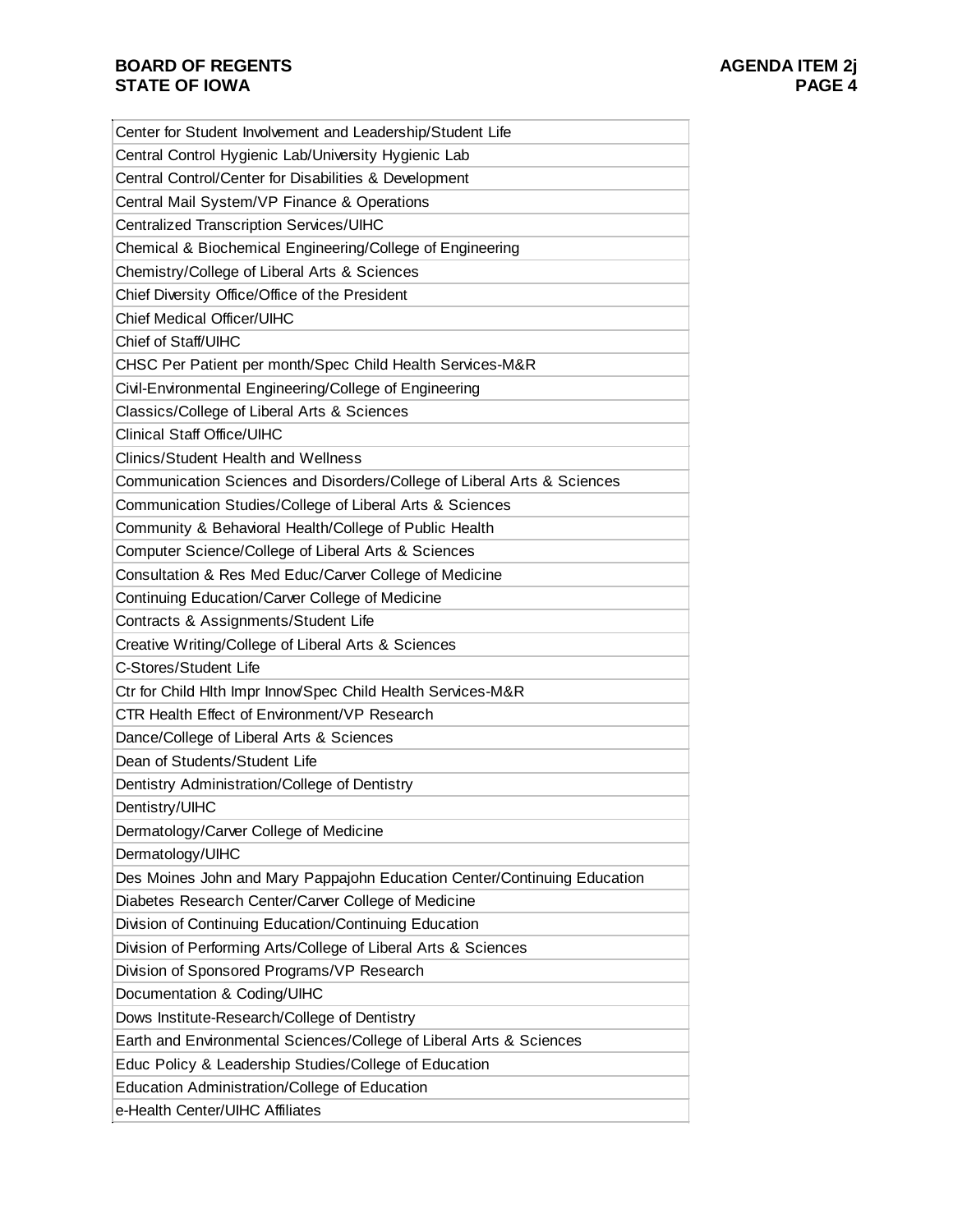| Center for Student Involvement and Leadership/Student Life |
|---|
| Central Control Hygienic Lab/University Hygienic Lab |
| Central Control/Center for Disabilities & Development |
| Central Mail System/VP Finance & Operations |
| Centralized Transcription Services/UIHC |
| Chemical & Biochemical Engineering/College of Engineering |
| Chemistry/College of Liberal Arts & Sciences |
| Chief Diversity Office/Office of the President |
| Chief Medical Officer/UIHC |
| Chief of Staff/UIHC |
| CHSC Per Patient per month/Spec Child Health Services-M&R |
| Civil-Environmental Engineering/College of Engineering |
| Classics/College of Liberal Arts & Sciences |
| Clinical Staff Office/UIHC |
| Clinics/Student Health and Wellness |
| Communication Sciences and Disorders/College of Liberal Arts & Sciences |
| Communication Studies/College of Liberal Arts & Sciences |
| Community & Behavioral Health/College of Public Health |
| Computer Science/College of Liberal Arts & Sciences |
| Consultation & Res Med Educ/Carver College of Medicine |
| Continuing Education/Carver College of Medicine |
| Contracts & Assignments/Student Life |
| Creative Writing/College of Liberal Arts & Sciences |
| C-Stores/Student Life |
| Ctr for Child Hlth Impr Innov/Spec Child Health Services-M&R |
| CTR Health Effect of Environment/VP Research |
| Dance/College of Liberal Arts & Sciences |
| Dean of Students/Student Life |
| Dentistry Administration/College of Dentistry |
| Dentistry/UIHC |
| Dermatology/Carver College of Medicine |
| Dermatology/UIHC |
| Des Moines John and Mary Pappajohn Education Center/Continuing Education |
| Diabetes Research Center/Carver College of Medicine |
| Division of Continuing Education/Continuing Education |
| Division of Performing Arts/College of Liberal Arts & Sciences |
| Division of Sponsored Programs/VP Research |
| Documentation & Coding/UIHC |
| Dows Institute-Research/College of Dentistry |
| Earth and Environmental Sciences/College of Liberal Arts & Sciences |
| Educ Policy & Leadership Studies/College of Education |
| Education Administration/College of Education |
| e-Health Center/UIHC Affiliates |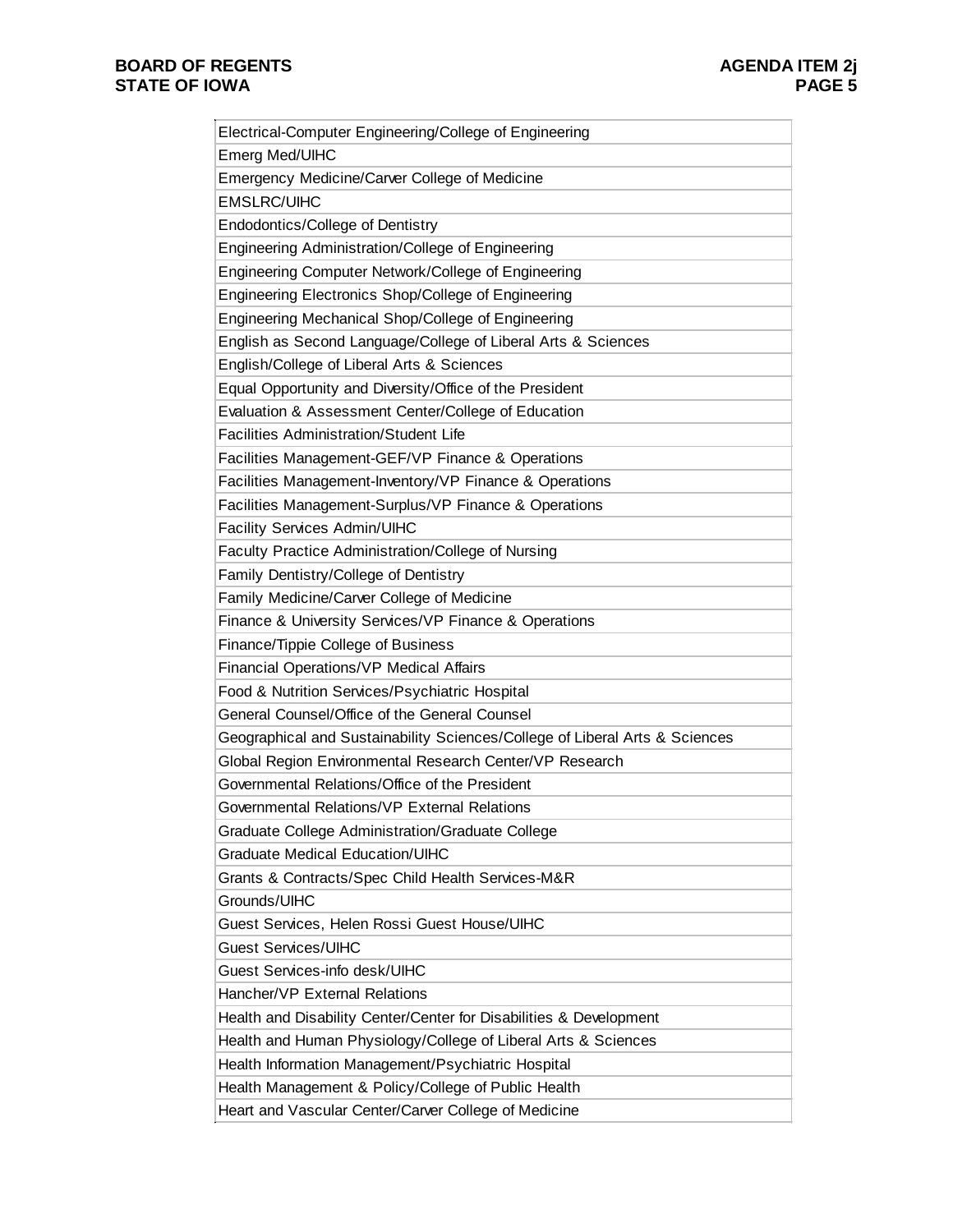| Electrical-Computer Engineering/College of Engineering |
|---|
| Emerg Med/UIHC |
| Emergency Medicine/Carver College of Medicine |
| EMSLRC/UIHC |
| Endodontics/College of Dentistry |
| Engineering Administration/College of Engineering |
| Engineering Computer Network/College of Engineering |
| Engineering Electronics Shop/College of Engineering |
| Engineering Mechanical Shop/College of Engineering |
| English as Second Language/College of Liberal Arts & Sciences |
| English/College of Liberal Arts & Sciences |
| Equal Opportunity and Diversity/Office of the President |
| Evaluation & Assessment Center/College of Education |
| Facilities Administration/Student Life |
| Facilities Management-GEF/VP Finance & Operations |
| Facilities Management-Inventory/VP Finance & Operations |
| Facilities Management-Surplus/VP Finance & Operations |
| Facility Services Admin/UIHC |
| Faculty Practice Administration/College of Nursing |
| Family Dentistry/College of Dentistry |
| Family Medicine/Carver College of Medicine |
| Finance & University Services/VP Finance & Operations |
| Finance/Tippie College of Business |
| Financial Operations/VP Medical Affairs |
| Food & Nutrition Services/Psychiatric Hospital |
| General Counsel/Office of the General Counsel |
| Geographical and Sustainability Sciences/College of Liberal Arts & Sciences |
| Global Region Environmental Research Center/VP Research |
| Governmental Relations/Office of the President |
| Governmental Relations/VP External Relations |
| Graduate College Administration/Graduate College |
| Graduate Medical Education/UIHC |
| Grants & Contracts/Spec Child Health Services-M&R |
| Grounds/UIHC |
| Guest Services, Helen Rossi Guest House/UIHC |
| Guest Services/UIHC |
| Guest Services-info desk/UIHC |
| Hancher/VP External Relations |
| Health and Disability Center/Center for Disabilities & Development |
| Health and Human Physiology/College of Liberal Arts & Sciences |
| Health Information Management/Psychiatric Hospital |
| Health Management & Policy/College of Public Health |
| Heart and Vascular Center/Carver College of Medicine |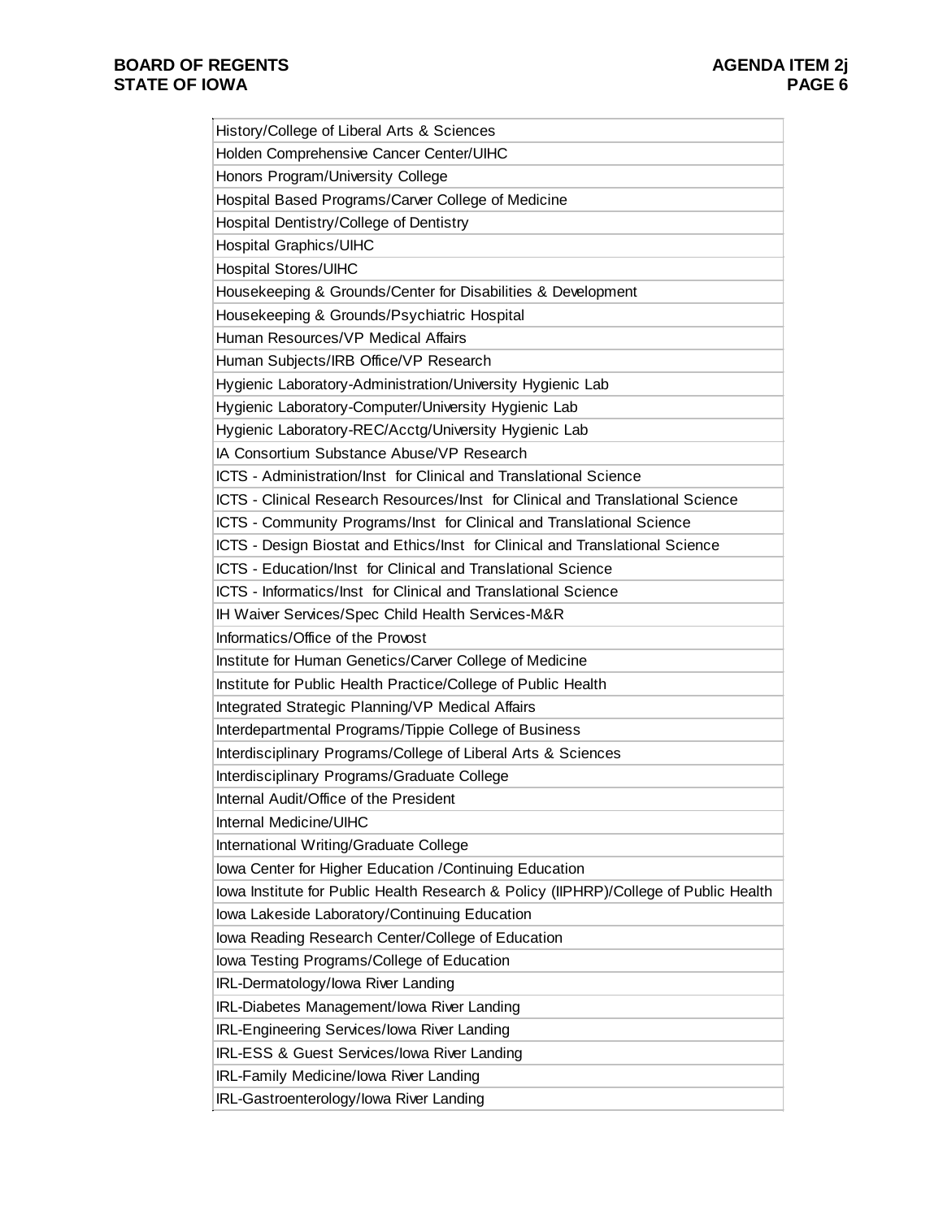| History/College of Liberal Arts & Sciences |
|---|
| Holden Comprehensive Cancer Center/UIHC |
| Honors Program/University College |
| Hospital Based Programs/Carver College of Medicine |
| Hospital Dentistry/College of Dentistry |
| Hospital Graphics/UIHC |
| Hospital Stores/UIHC |
| Housekeeping & Grounds/Center for Disabilities & Development |
| Housekeeping & Grounds/Psychiatric Hospital |
| Human Resources/VP Medical Affairs |
| Human Subjects/IRB Office/VP Research |
| Hygienic Laboratory-Administration/University Hygienic Lab |
| Hygienic Laboratory-Computer/University Hygienic Lab |
| Hygienic Laboratory-REC/Acctg/University Hygienic Lab |
| IA Consortium Substance Abuse/VP Research |
| ICTS - Administration/Inst for Clinical and Translational Science |
| ICTS - Clinical Research Resources/Inst for Clinical and Translational Science |
| ICTS - Community Programs/Inst for Clinical and Translational Science |
| ICTS - Design Biostat and Ethics/Inst for Clinical and Translational Science |
| ICTS - Education/Inst for Clinical and Translational Science |
| ICTS - Informatics/Inst for Clinical and Translational Science |
| IH Waiver Services/Spec Child Health Services-M&R |
| Informatics/Office of the Provost |
| Institute for Human Genetics/Carver College of Medicine |
| Institute for Public Health Practice/College of Public Health |
| Integrated Strategic Planning/VP Medical Affairs |
| Interdepartmental Programs/Tippie College of Business |
| Interdisciplinary Programs/College of Liberal Arts & Sciences |
| Interdisciplinary Programs/Graduate College |
| Internal Audit/Office of the President |
| Internal Medicine/UIHC |
| International Writing/Graduate College |
| Iowa Center for Higher Education /Continuing Education |
| Iowa Institute for Public Health Research & Policy (IIPHRP)/College of Public Health |
| Iowa Lakeside Laboratory/Continuing Education |
| Iowa Reading Research Center/College of Education |
| Iowa Testing Programs/College of Education |
| IRL-Dermatology/Iowa River Landing |
| IRL-Diabetes Management/Iowa River Landing |
| IRL-Engineering Services/Iowa River Landing |
| IRL-ESS & Guest Services/Iowa River Landing |
| IRL-Family Medicine/Iowa River Landing |
| IRL-Gastroenterology/Iowa River Landing |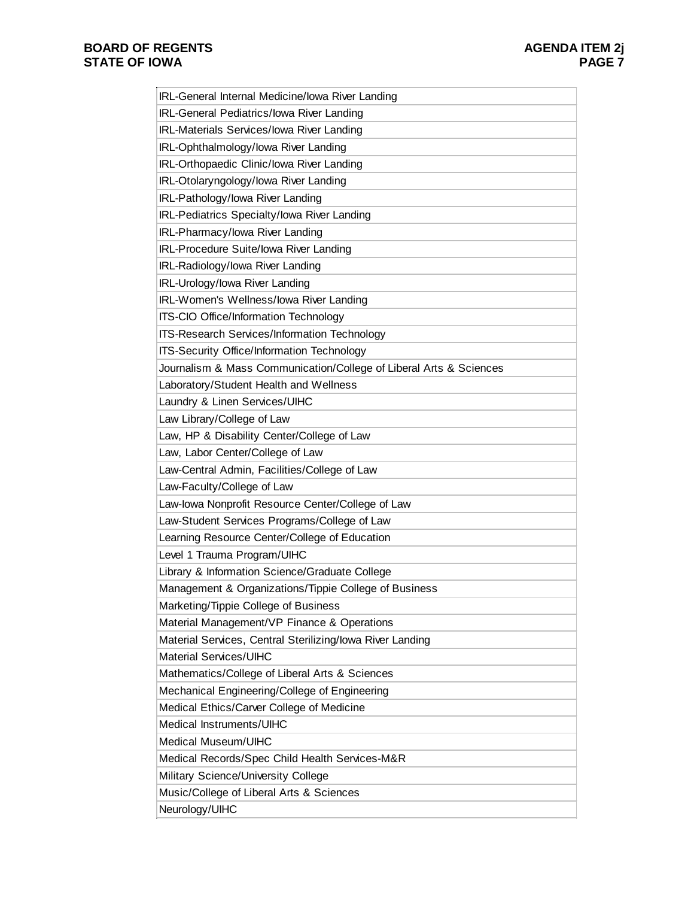| IRL-General Internal Medicine/Iowa River Landing |
|---|
| IRL-General Pediatrics/Iowa River Landing |
| IRL-Materials Services/Iowa River Landing |
| IRL-Ophthalmology/Iowa River Landing |
| IRL-Orthopaedic Clinic/Iowa River Landing |
| IRL-Otolaryngology/Iowa River Landing |
| IRL-Pathology/Iowa River Landing |
| IRL-Pediatrics Specialty/Iowa River Landing |
| IRL-Pharmacy/Iowa River Landing |
| IRL-Procedure Suite/Iowa River Landing |
| IRL-Radiology/Iowa River Landing |
| IRL-Urology/Iowa River Landing |
| IRL-Women's Wellness/Iowa River Landing |
| ITS-CIO Office/Information Technology |
| ITS-Research Services/Information Technology |
| ITS-Security Office/Information Technology |
| Journalism & Mass Communication/College of Liberal Arts & Sciences |
| Laboratory/Student Health and Wellness |
| Laundry & Linen Services/UIHC |
| Law Library/College of Law |
| Law, HP & Disability Center/College of Law |
| Law, Labor Center/College of Law |
| Law-Central Admin, Facilities/College of Law |
| Law-Faculty/College of Law |
| Law-Iowa Nonprofit Resource Center/College of Law |
| Law-Student Services Programs/College of Law |
| Learning Resource Center/College of Education |
| Level 1 Trauma Program/UIHC |
| Library & Information Science/Graduate College |
| Management & Organizations/Tippie College of Business |
| Marketing/Tippie College of Business |
| Material Management/VP Finance & Operations |
| Material Services, Central Sterilizing/Iowa River Landing |
| Material Services/UIHC |
| Mathematics/College of Liberal Arts & Sciences |
| Mechanical Engineering/College of Engineering |
| Medical Ethics/Carver College of Medicine |
| Medical Instruments/UIHC |
| Medical Museum/UIHC |
| Medical Records/Spec Child Health Services-M&R |
| Military Science/University College |
| Music/College of Liberal Arts & Sciences |
| Neurology/UIHC |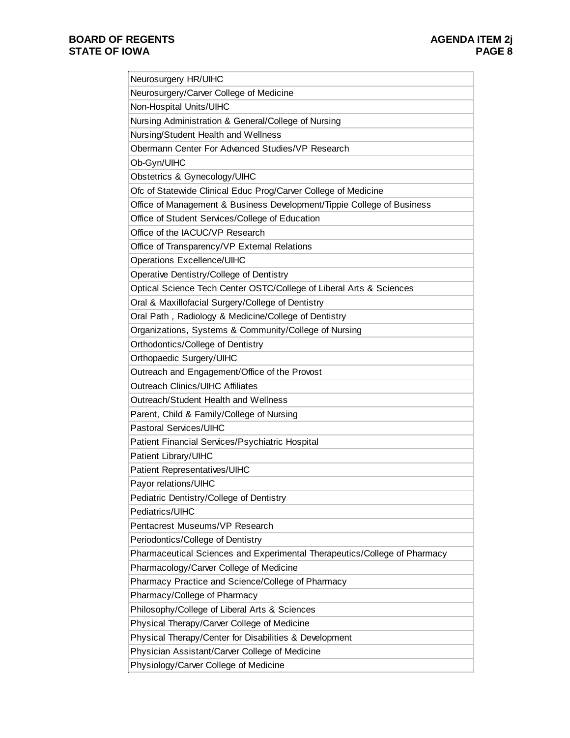| Neurosurgery HR/UIHC |
| --- |
| Neurosurgery/Carver College of Medicine |
| Non-Hospital Units/UIHC |
| Nursing Administration & General/College of Nursing |
| Nursing/Student Health and Wellness |
| Obermann Center For Advanced Studies/VP Research |
| Ob-Gyn/UIHC |
| Obstetrics & Gynecology/UIHC |
| Ofc of Statewide Clinical Educ Prog/Carver College of Medicine |
| Office of Management & Business Development/Tippie College of Business |
| Office of Student Services/College of Education |
| Office of the IACUC/VP Research |
| Office of Transparency/VP External Relations |
| Operations Excellence/UIHC |
| Operative Dentistry/College of Dentistry |
| Optical Science Tech Center OSTC/College of Liberal Arts & Sciences |
| Oral & Maxillofacial Surgery/College of Dentistry |
| Oral Path , Radiology & Medicine/College of Dentistry |
| Organizations, Systems & Community/College of Nursing |
| Orthodontics/College of Dentistry |
| Orthopaedic Surgery/UIHC |
| Outreach and Engagement/Office of the Provost |
| Outreach Clinics/UIHC Affiliates |
| Outreach/Student Health and Wellness |
| Parent, Child & Family/College of Nursing |
| Pastoral Services/UIHC |
| Patient Financial Services/Psychiatric Hospital |
| Patient Library/UIHC |
| Patient Representatives/UIHC |
| Payor relations/UIHC |
| Pediatric Dentistry/College of Dentistry |
| Pediatrics/UIHC |
| Pentacrest Museums/VP Research |
| Periodontics/College of Dentistry |
| Pharmaceutical Sciences and Experimental Therapeutics/College of Pharmacy |
| Pharmacology/Carver College of Medicine |
| Pharmacy Practice and Science/College of Pharmacy |
| Pharmacy/College of Pharmacy |
| Philosophy/College of Liberal Arts & Sciences |
| Physical Therapy/Carver College of Medicine |
| Physical Therapy/Center for Disabilities & Development |
| Physician Assistant/Carver College of Medicine |
| Physiology/Carver College of Medicine |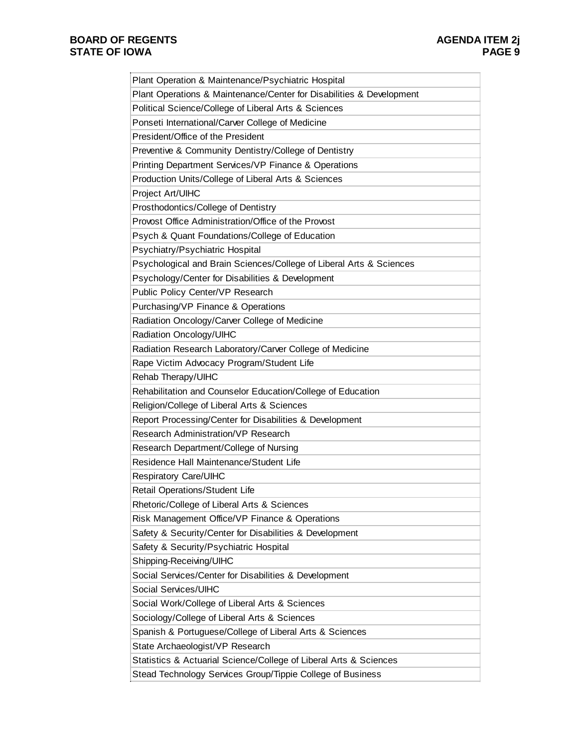| Plant Operation & Maintenance/Psychiatric Hospital |
|---|
| Plant Operations & Maintenance/Center for Disabilities & Development |
| Political Science/College of Liberal Arts & Sciences |
| Ponseti International/Carver College of Medicine |
| President/Office of the President |
| Preventive & Community Dentistry/College of Dentistry |
| Printing Department Services/VP Finance & Operations |
| Production Units/College of Liberal Arts & Sciences |
| Project Art/UIHC |
| Prosthodontics/College of Dentistry |
| Provost Office Administration/Office of the Provost |
| Psych & Quant Foundations/College of Education |
| Psychiatry/Psychiatric Hospital |
| Psychological and Brain Sciences/College of Liberal Arts & Sciences |
| Psychology/Center for Disabilities & Development |
| Public Policy Center/VP Research |
| Purchasing/VP Finance & Operations |
| Radiation Oncology/Carver College of Medicine |
| Radiation Oncology/UIHC |
| Radiation Research Laboratory/Carver College of Medicine |
| Rape Victim Advocacy Program/Student Life |
| Rehab Therapy/UIHC |
| Rehabilitation and Counselor Education/College of Education |
| Religion/College of Liberal Arts & Sciences |
| Report Processing/Center for Disabilities & Development |
| Research Administration/VP Research |
| Research Department/College of Nursing |
| Residence Hall Maintenance/Student Life |
| Respiratory Care/UIHC |
| Retail Operations/Student Life |
| Rhetoric/College of Liberal Arts & Sciences |
| Risk Management Office/VP Finance & Operations |
| Safety & Security/Center for Disabilities & Development |
| Safety & Security/Psychiatric Hospital |
| Shipping-Receiving/UIHC |
| Social Services/Center for Disabilities & Development |
| Social Services/UIHC |
| Social Work/College of Liberal Arts & Sciences |
| Sociology/College of Liberal Arts & Sciences |
| Spanish & Portuguese/College of Liberal Arts & Sciences |
| State Archaeologist/VP Research |
| Statistics & Actuarial Science/College of Liberal Arts & Sciences |
| Stead Technology Services Group/Tippie College of Business |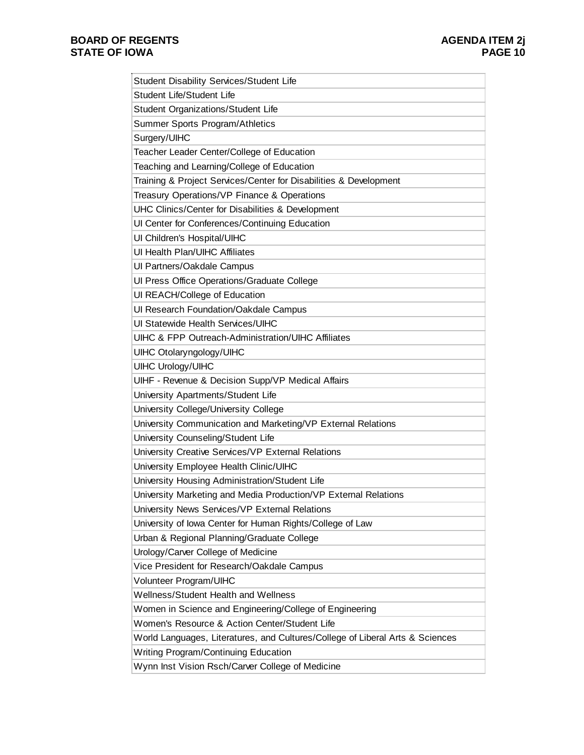| Student Disability Services/Student Life |
|---|
| Student Life/Student Life |
| Student Organizations/Student Life |
| Summer Sports Program/Athletics |
| Surgery/UIHC |
| Teacher Leader Center/College of Education |
| Teaching and Learning/College of Education |
| Training & Project Services/Center for Disabilities & Development |
| Treasury Operations/VP Finance & Operations |
| UHC Clinics/Center for Disabilities & Development |
| UI Center for Conferences/Continuing Education |
| UI Children's Hospital/UIHC |
| UI Health Plan/UIHC Affiliates |
| UI Partners/Oakdale Campus |
| UI Press Office Operations/Graduate College |
| UI REACH/College of Education |
| UI Research Foundation/Oakdale Campus |
| UI Statewide Health Services/UIHC |
| UIHC & FPP Outreach-Administration/UIHC Affiliates |
| UIHC Otolaryngology/UIHC |
| UIHC Urology/UIHC |
| UIHF - Revenue & Decision Supp/VP Medical Affairs |
| University Apartments/Student Life |
| University College/University College |
| University Communication and Marketing/VP External Relations |
| University Counseling/Student Life |
| University Creative Services/VP External Relations |
| University Employee Health Clinic/UIHC |
| University Housing Administration/Student Life |
| University Marketing and Media Production/VP External Relations |
| University News Services/VP External Relations |
| University of Iowa Center for Human Rights/College of Law |
| Urban & Regional Planning/Graduate College |
| Urology/Carver College of Medicine |
| Vice President for Research/Oakdale Campus |
| Volunteer Program/UIHC |
| Wellness/Student Health and Wellness |
| Women in Science and Engineering/College of Engineering |
| Women's Resource & Action Center/Student Life |
| World Languages, Literatures, and Cultures/College of Liberal Arts & Sciences |
| Writing Program/Continuing Education |
| Wynn Inst Vision Rsch/Carver College of Medicine |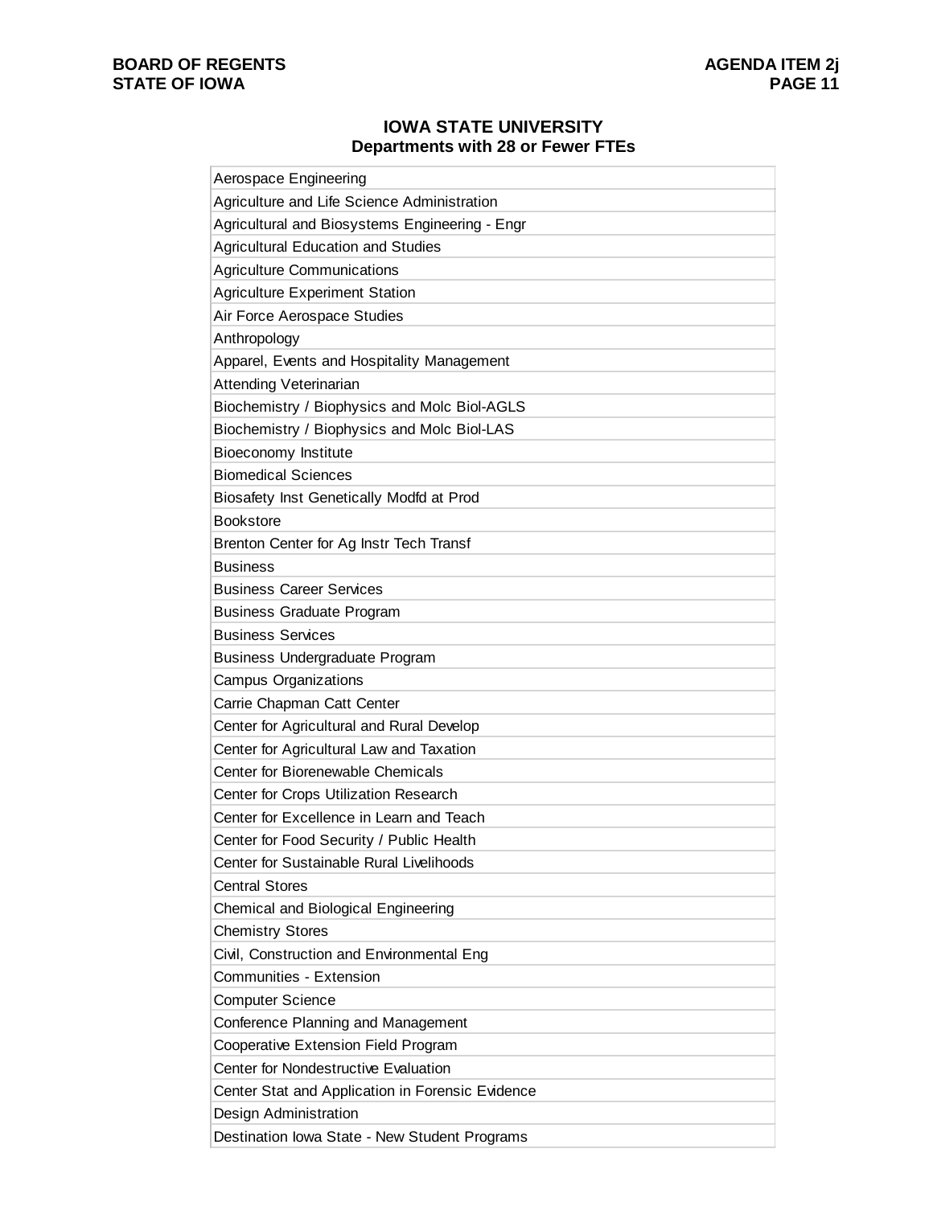## IOWA STATE UNIVERSITY
### Departments with 28 or Fewer FTEs

| |
|---|
| Aerospace Engineering |
| Agriculture and Life Science Administration |
| Agricultural and Biosystems Engineering - Engr |
| Agricultural Education and Studies |
| Agriculture Communications |
| Agriculture Experiment Station |
| Air Force Aerospace Studies |
| Anthropology |
| Apparel, Events and Hospitality Management |
| Attending Veterinarian |
| Biochemistry / Biophysics and Molc Biol-AGLS |
| Biochemistry / Biophysics and Molc Biol-LAS |
| Bioeconomy Institute |
| Biomedical Sciences |
| Biosafety Inst Genetically Modfd at Prod |
| Bookstore |
| Brenton Center for Ag Instr Tech Transf |
| Business |
| Business Career Services |
| Business Graduate Program |
| Business Services |
| Business Undergraduate Program |
| Campus Organizations |
| Carrie Chapman Catt Center |
| Center for Agricultural and Rural Develop |
| Center for Agricultural Law and Taxation |
| Center for Biorenewable Chemicals |
| Center for Crops Utilization Research |
| Center for Excellence in Learn and Teach |
| Center for Food Security / Public Health |
| Center for Sustainable Rural Livelihoods |
| Central Stores |
| Chemical and Biological Engineering |
| Chemistry Stores |
| Civil, Construction and Environmental Eng |
| Communities - Extension |
| Computer Science |
| Conference Planning and Management |
| Cooperative Extension Field Program |
| Center for Nondestructive Evaluation |
| Center Stat and Application in Forensic Evidence |
| Design Administration |
| Destination Iowa State - New Student Programs |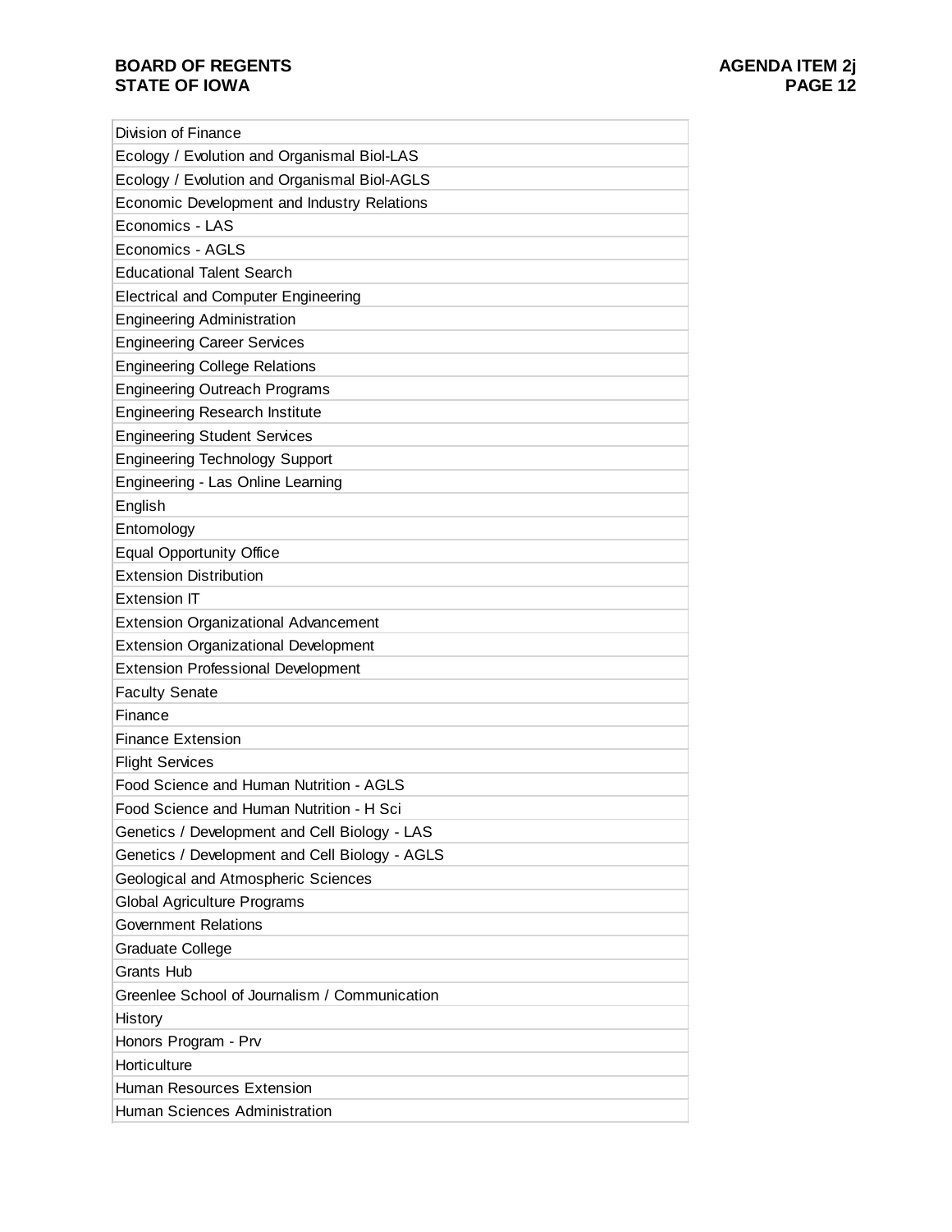| Division of Finance |
|---|
| Ecology / Evolution and Organismal Biol-LAS |
| Ecology / Evolution and Organismal Biol-AGLS |
| Economic Development and Industry Relations |
| Economics - LAS |
| Economics - AGLS |
| Educational Talent Search |
| Electrical and Computer Engineering |
| Engineering Administration |
| Engineering Career Services |
| Engineering College Relations |
| Engineering Outreach Programs |
| Engineering Research Institute |
| Engineering Student Services |
| Engineering Technology Support |
| Engineering - Las Online Learning |
| English |
| Entomology |
| Equal Opportunity Office |
| Extension Distribution |
| Extension IT |
| Extension Organizational Advancement |
| Extension Organizational Development |
| Extension Professional Development |
| Faculty Senate |
| Finance |
| Finance Extension |
| Flight Services |
| Food Science and Human Nutrition - AGLS |
| Food Science and Human Nutrition - H Sci |
| Genetics / Development and Cell Biology - LAS |
| Genetics / Development and Cell Biology - AGLS |
| Geological and Atmospheric Sciences |
| Global Agriculture Programs |
| Government Relations |
| Graduate College |
| Grants Hub |
| Greenlee School of Journalism / Communication |
| History |
| Honors Program - Prv |
| Horticulture |
| Human Resources Extension |
| Human Sciences Administration |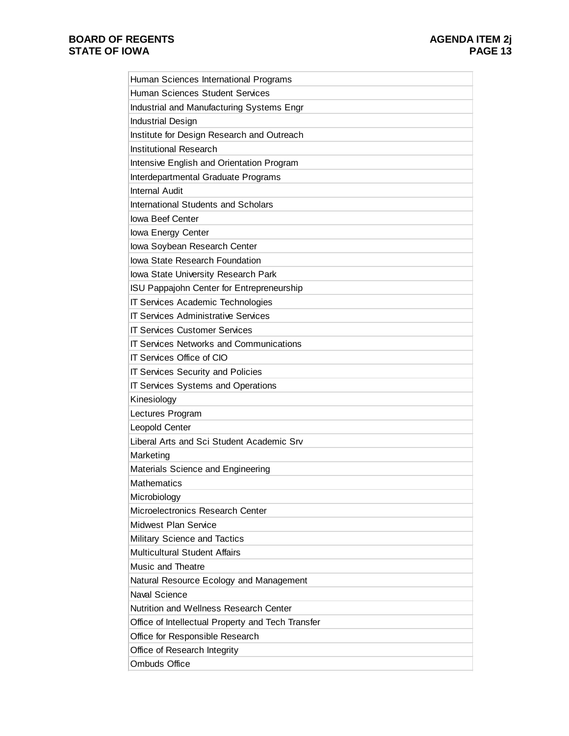| Human Sciences International Programs |
|---|
| Human Sciences Student Services |
| Industrial and Manufacturing Systems Engr |
| Industrial Design |
| Institute for Design Research and Outreach |
| Institutional Research |
| Intensive English and Orientation Program |
| Interdepartmental Graduate Programs |
| Internal Audit |
| International Students and Scholars |
| Iowa Beef Center |
| Iowa Energy Center |
| Iowa Soybean Research Center |
| Iowa State Research Foundation |
| Iowa State University Research Park |
| ISU Pappajohn Center for Entrepreneurship |
| IT Services Academic Technologies |
| IT Services Administrative Services |
| IT Services Customer Services |
| IT Services Networks and Communications |
| IT Services Office of CIO |
| IT Services Security and Policies |
| IT Services Systems and Operations |
| Kinesiology |
| Lectures Program |
| Leopold Center |
| Liberal Arts and Sci Student Academic Srv |
| Marketing |
| Materials Science and Engineering |
| Mathematics |
| Microbiology |
| Microelectronics Research Center |
| Midwest Plan Service |
| Military Science and Tactics |
| Multicultural Student Affairs |
| Music and Theatre |
| Natural Resource Ecology and Management |
| Naval Science |
| Nutrition and Wellness Research Center |
| Office of Intellectual Property and Tech Transfer |
| Office for Responsible Research |
| Office of Research Integrity |
| Ombuds Office |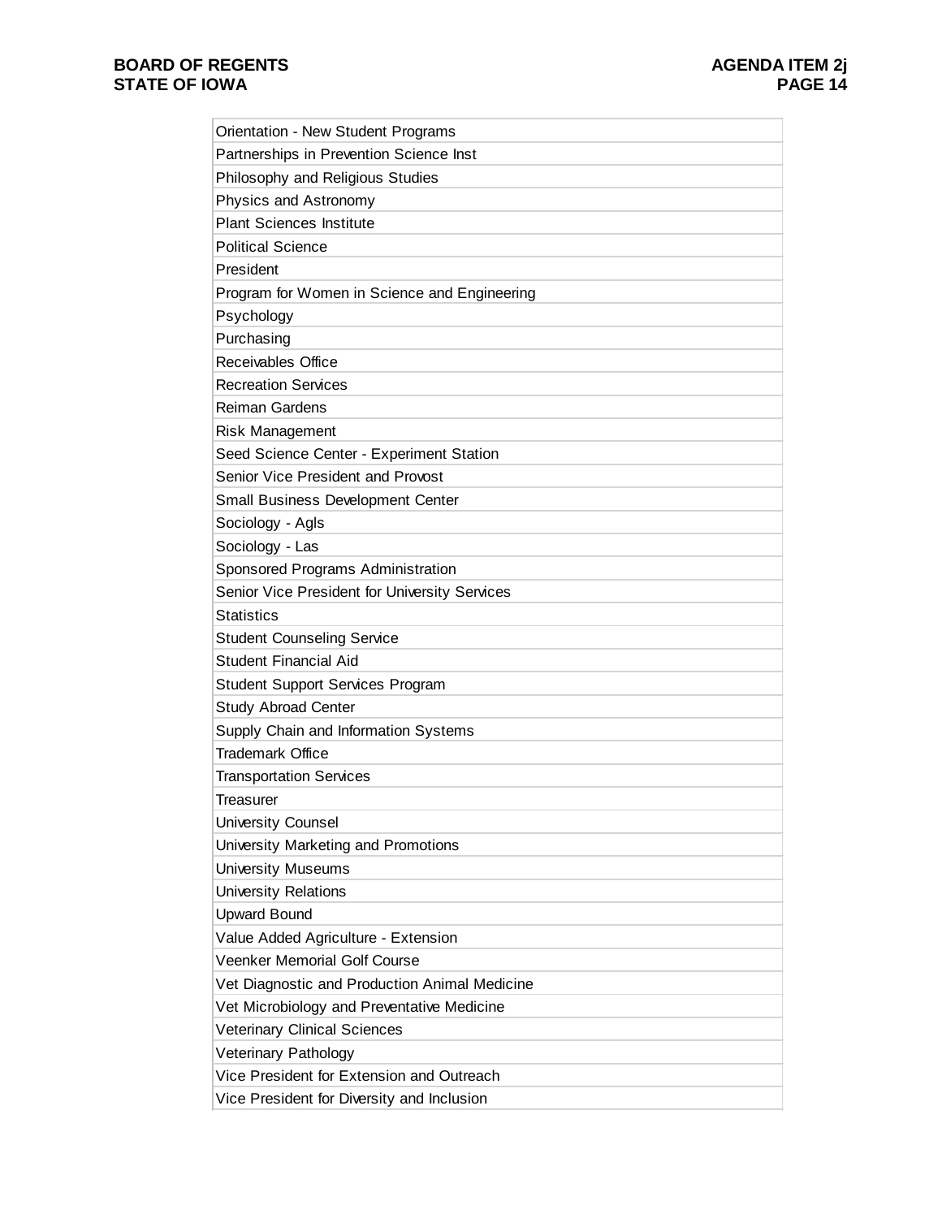| Orientation - New Student Programs |
|---|
| Partnerships in Prevention Science Inst |
| Philosophy and Religious Studies |
| Physics and Astronomy |
| Plant Sciences Institute |
| Political Science |
| President |
| Program for Women in Science and Engineering |
| Psychology |
| Purchasing |
| Receivables Office |
| Recreation Services |
| Reiman Gardens |
| Risk Management |
| Seed Science Center - Experiment Station |
| Senior Vice President and Provost |
| Small Business Development Center |
| Sociology - Agls |
| Sociology - Las |
| Sponsored Programs Administration |
| Senior Vice President for University Services |
| Statistics |
| Student Counseling Service |
| Student Financial Aid |
| Student Support Services Program |
| Study Abroad Center |
| Supply Chain and Information Systems |
| Trademark Office |
| Transportation Services |
| Treasurer |
| University Counsel |
| University Marketing and Promotions |
| University Museums |
| University Relations |
| Upward Bound |
| Value Added Agriculture - Extension |
| Veenker Memorial Golf Course |
| Vet Diagnostic and Production Animal Medicine |
| Vet Microbiology and Preventative Medicine |
| Veterinary Clinical Sciences |
| Veterinary Pathology |
| Vice President for Extension and Outreach |
| Vice President for Diversity and Inclusion |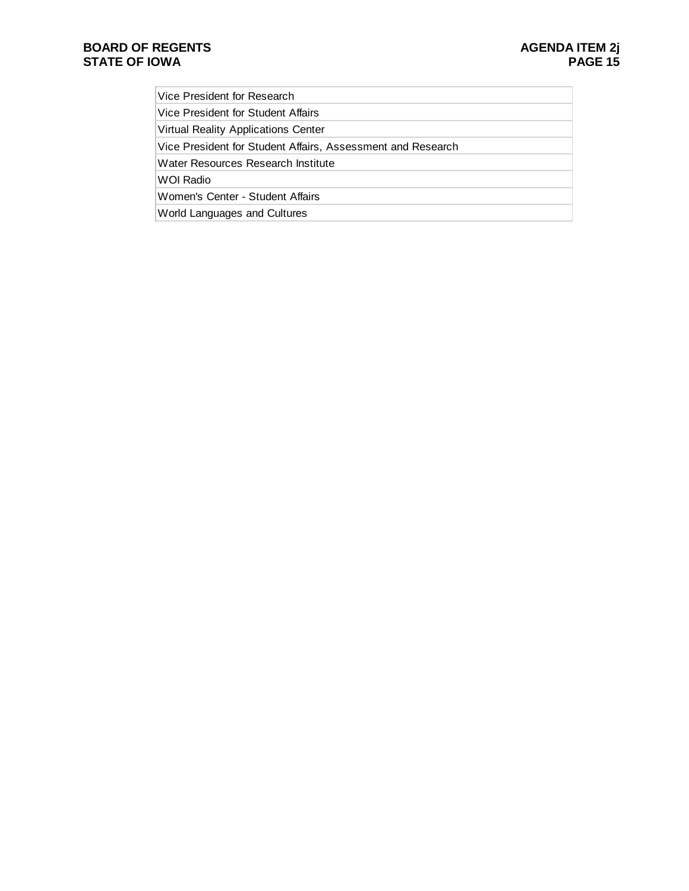| Vice President for Research |
|---|
| Vice President for Student Affairs |
| Virtual Reality Applications Center |
| Vice President for Student Affairs, Assessment and Research |
| Water Resources Research Institute |
| WOI Radio |
| Women's Center - Student Affairs |
| World Languages and Cultures |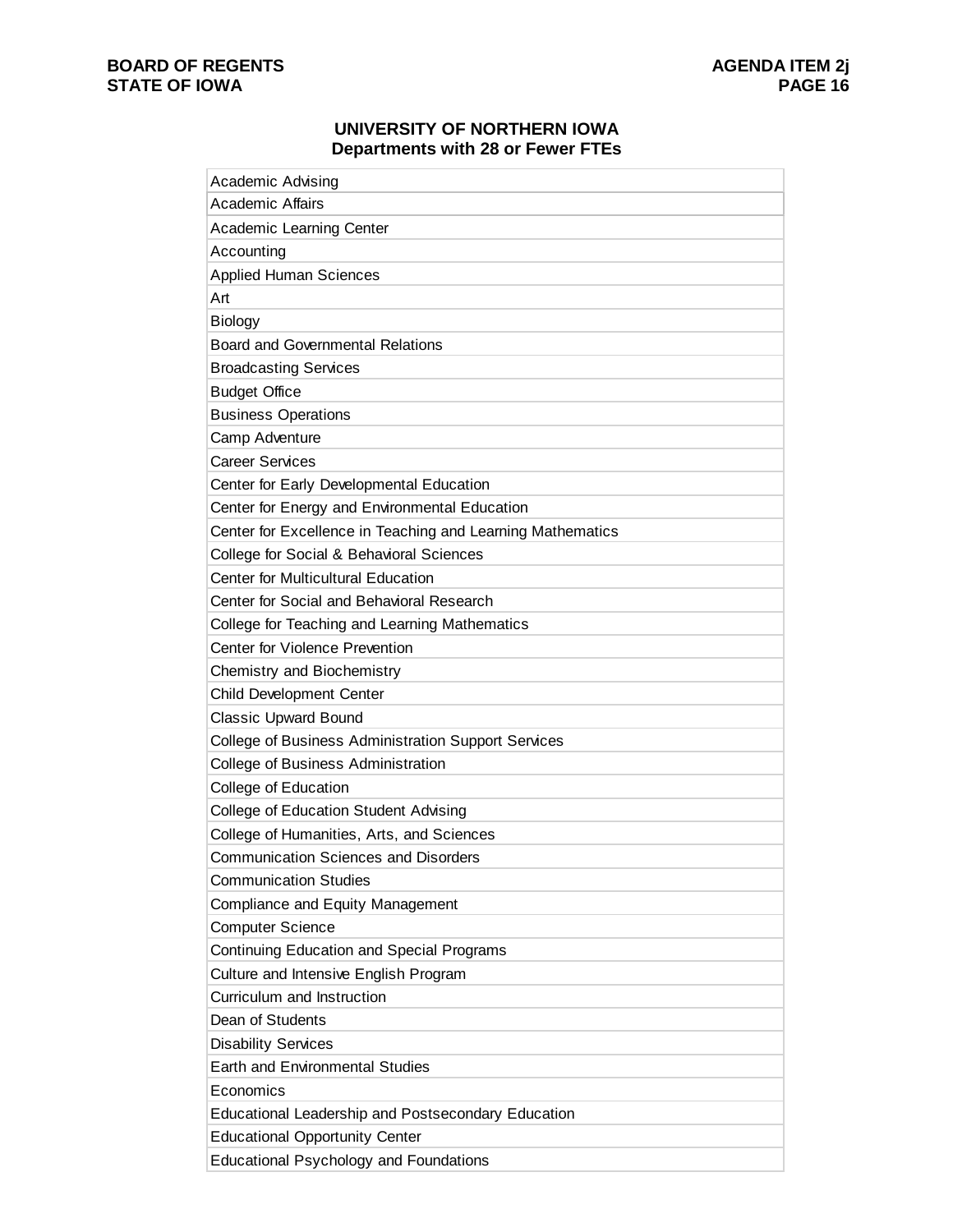## UNIVERSITY OF NORTHERN IOWA
### Departments with 28 or Fewer FTEs

| Academic Advising |
|---|
| Academic Affairs |
| Academic Learning Center |
| Accounting |
| Applied Human Sciences |
| Art |
| Biology |
| Board and Governmental Relations |
| Broadcasting Services |
| Budget Office |
| Business Operations |
| Camp Adventure |
| Career Services |
| Center for Early Developmental Education |
| Center for Energy and Environmental Education |
| Center for Excellence in Teaching and Learning Mathematics |
| College for Social & Behavioral Sciences |
| Center for Multicultural Education |
| Center for Social and Behavioral Research |
| College for Teaching and Learning Mathematics |
| Center for Violence Prevention |
| Chemistry and Biochemistry |
| Child Development Center |
| Classic Upward Bound |
| College of Business Administration Support Services |
| College of Business Administration |
| College of Education |
| College of Education Student Advising |
| College of Humanities, Arts, and Sciences |
| Communication Sciences and Disorders |
| Communication Studies |
| Compliance and Equity Management |
| Computer Science |
| Continuing Education and Special Programs |
| Culture and Intensive English Program |
| Curriculum and Instruction |
| Dean of Students |
| Disability Services |
| Earth and Environmental Studies |
| Economics |
| Educational Leadership and Postsecondary Education |
| Educational Opportunity Center |
| Educational Psychology and Foundations |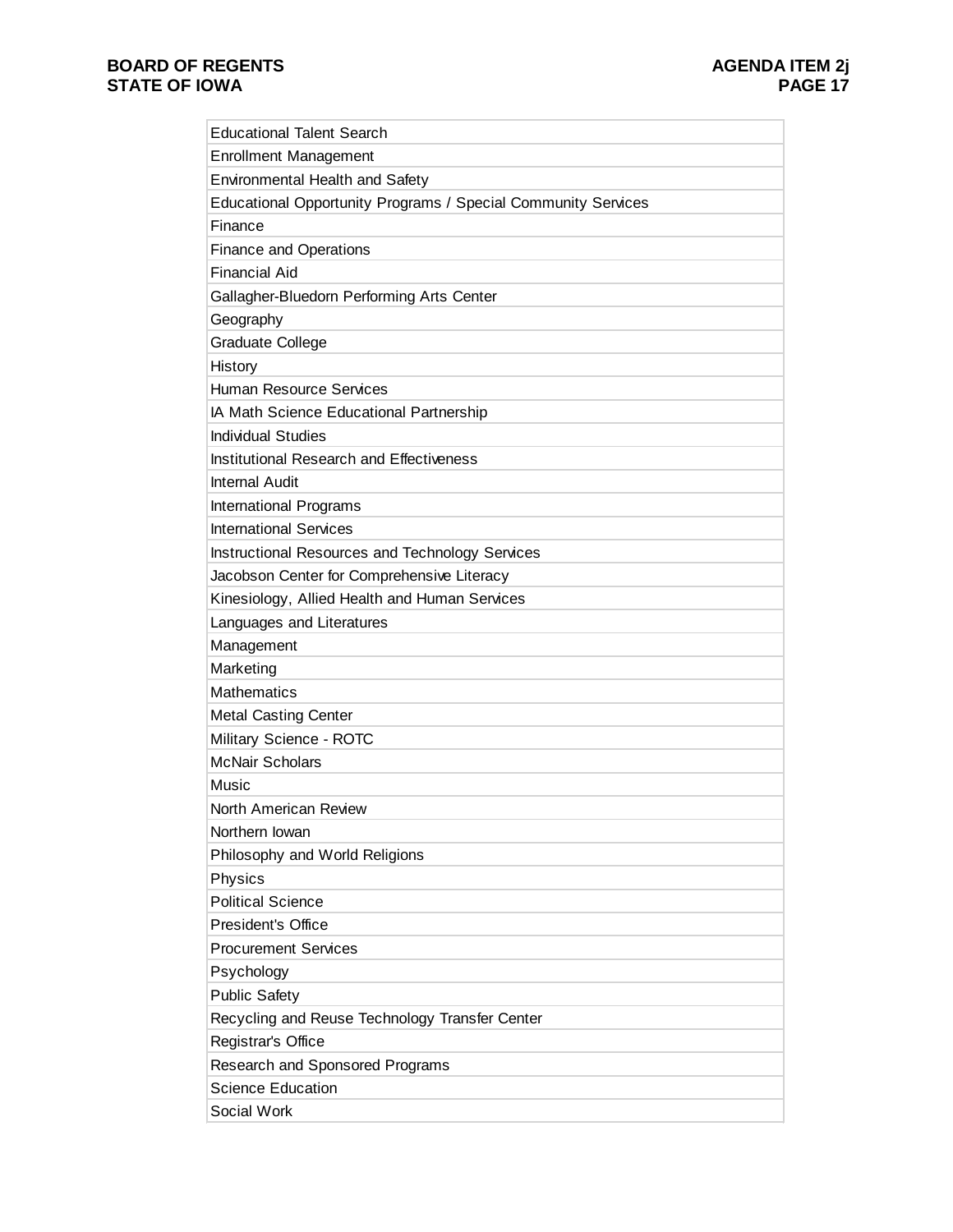| Educational Talent Search |
|---|
| Enrollment Management |
| Environmental Health and Safety |
| Educational Opportunity Programs / Special Community Services |
| Finance |
| Finance and Operations |
| Financial Aid |
| Gallagher-Bluedorn Performing Arts Center |
| Geography |
| Graduate College |
| History |
| Human Resource Services |
| IA Math Science Educational Partnership |
| Individual Studies |
| Institutional Research and Effectiveness |
| Internal Audit |
| International Programs |
| International Services |
| Instructional Resources and Technology Services |
| Jacobson Center for Comprehensive Literacy |
| Kinesiology, Allied Health and Human Services |
| Languages and Literatures |
| Management |
| Marketing |
| Mathematics |
| Metal Casting Center |
| Military Science - ROTC |
| McNair Scholars |
| Music |
| North American Review |
| Northern Iowan |
| Philosophy and World Religions |
| Physics |
| Political Science |
| President's Office |
| Procurement Services |
| Psychology |
| Public Safety |
| Recycling and Reuse Technology Transfer Center |
| Registrar's Office |
| Research and Sponsored Programs |
| Science Education |
| Social Work |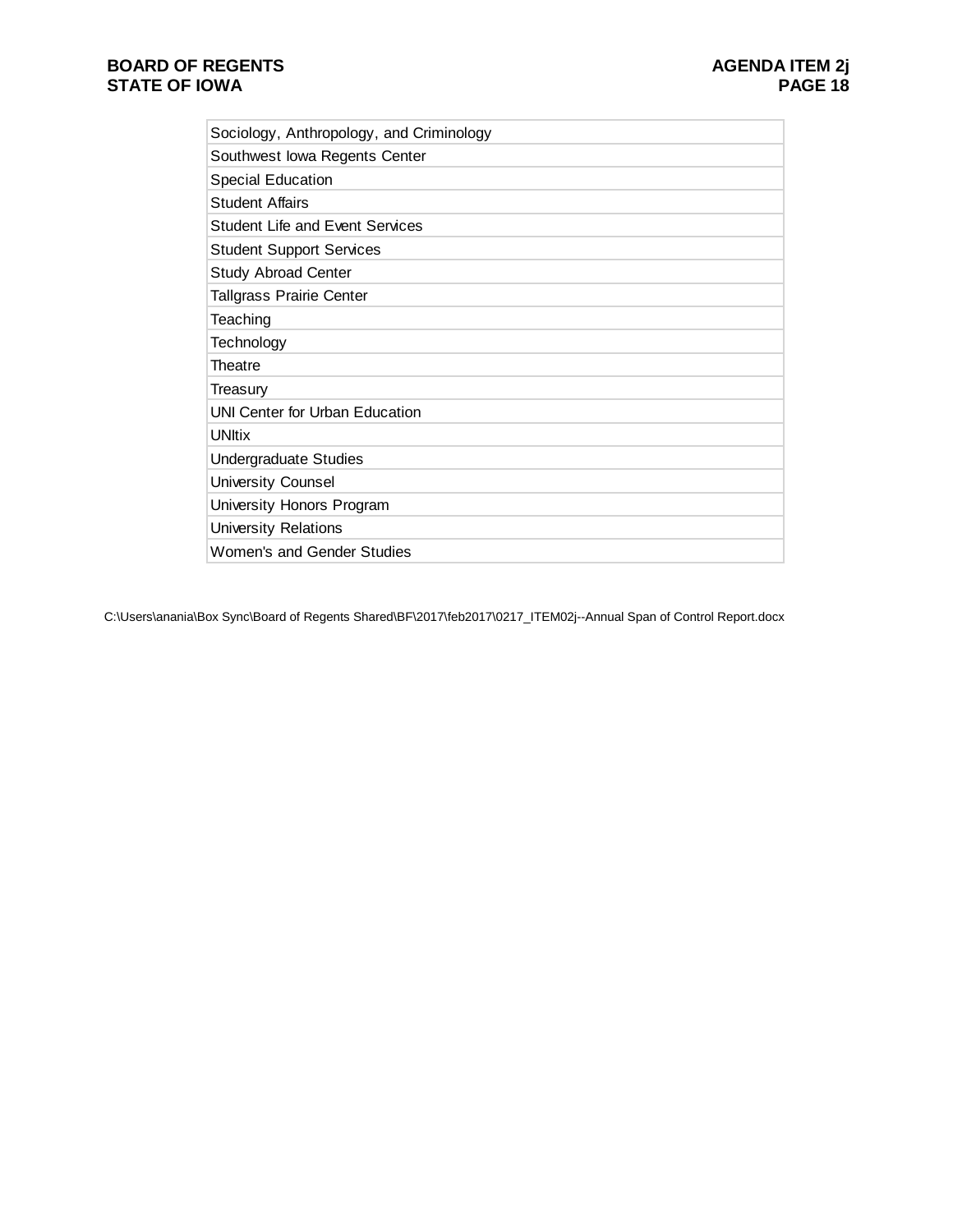| |
|---|
| Sociology, Anthropology, and Criminology |
| Southwest Iowa Regents Center |
| Special Education |
| Student Affairs |
| Student Life and Event Services |
| Student Support Services |
| Study Abroad Center |
| Tallgrass Prairie Center |
| Teaching |
| Technology |
| Theatre |
| Treasury |
| UNI Center for Urban Education |
| UNItix |
| Undergraduate Studies |
| University Counsel |
| University Honors Program |
| University Relations |
| Women's and Gender Studies |

C:\Users\anania\Box Sync\Board of Regents Shared\BF\2017\feb2017\0217_ITEM02j--Annual Span of Control Report.docx